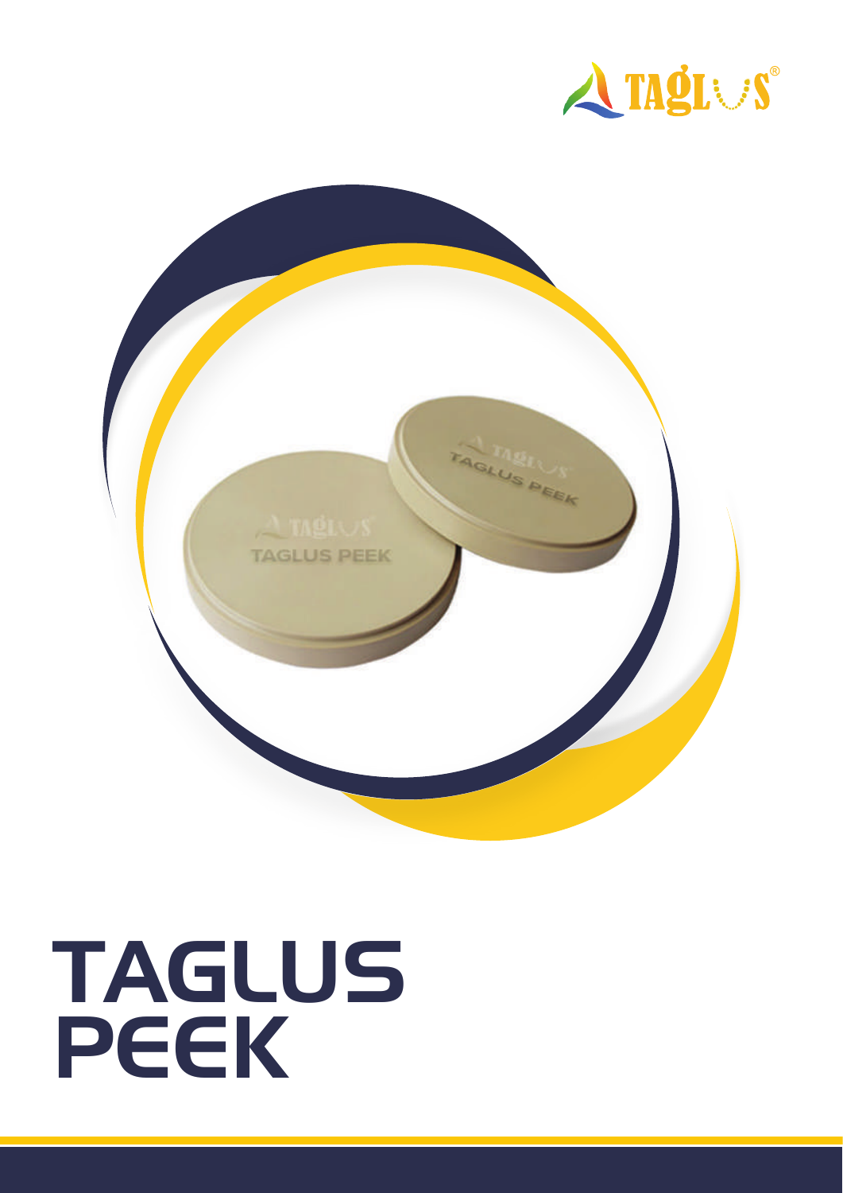# TAGLUS PEEK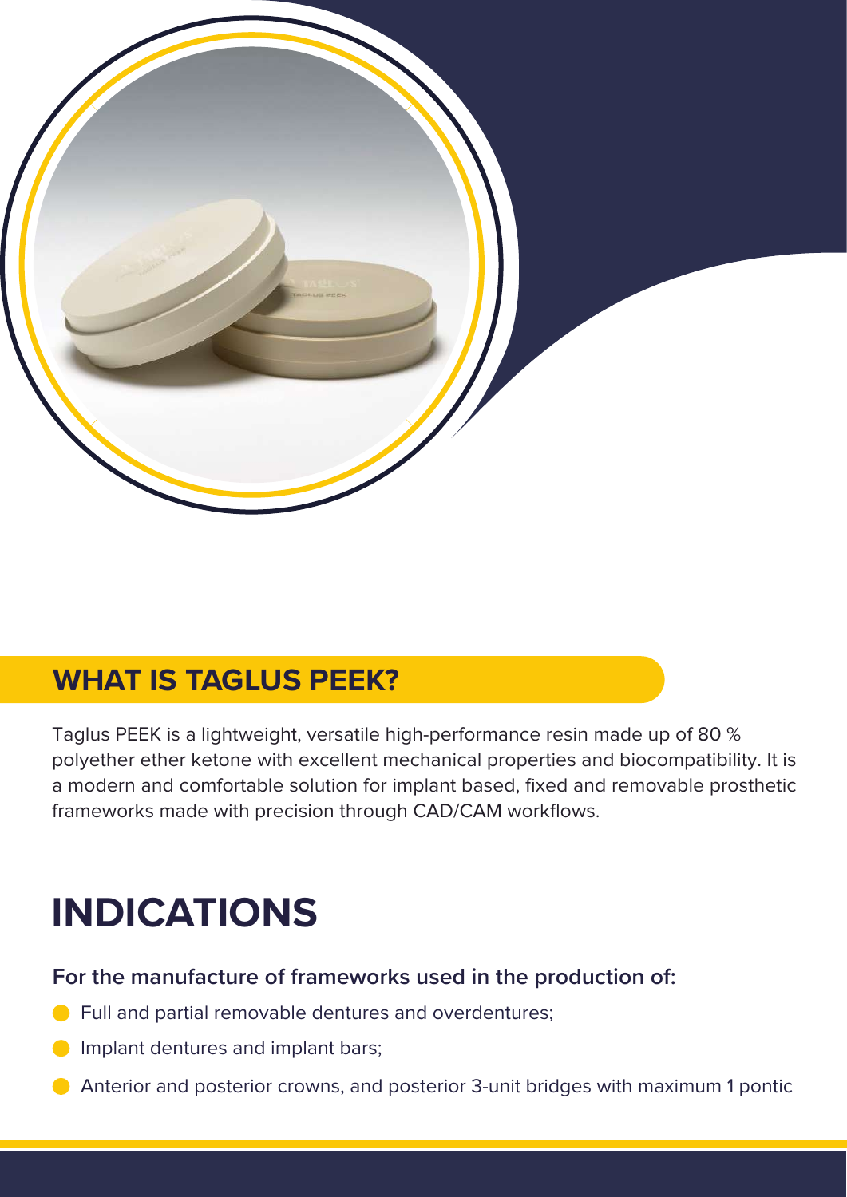## WHAT IS TAGLUS PEEK?

Taglus PEEK is a lightweight, versatile high-performance resin made up of 80 % polyether ether ketone with excellent mechanical properties and biocompatibility. It is a modern and comfortable solution for implant based, fixed and removable prosthetic frameworks made with precision through CAD/CAM workflows.

# INDICATIONS

**For the manufacture of frameworks used in the production of:**

- Full and partial removable dentures and overdentures;
- Implant dentures and implant bars;
- Anterior and posterior crowns, and posterior 3-unit bridges with maximum 1 pontic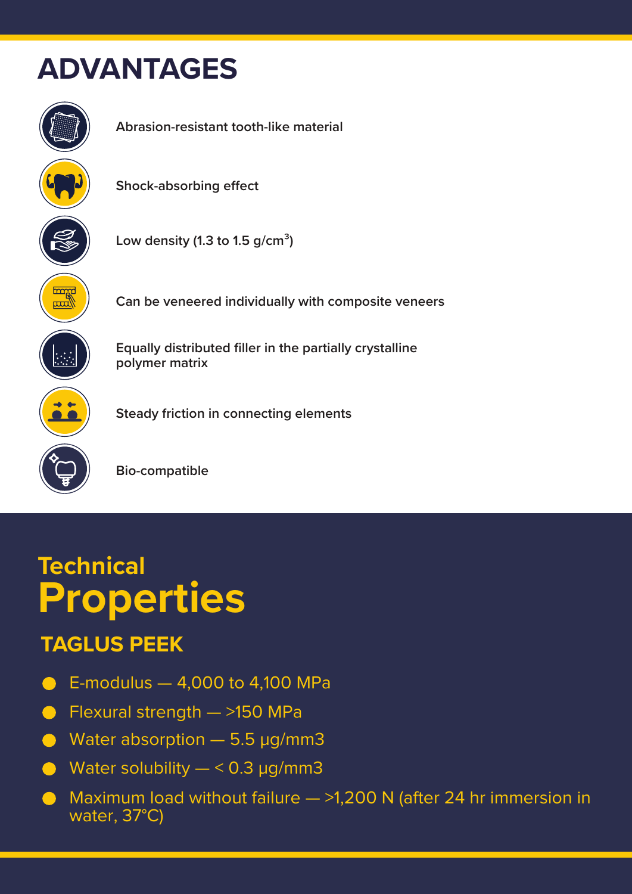# ADVANTAGES

- Abrasion-resistant tooth-like material
- Shock-absorbing effect
- Low density (1.3 to 1.5 g/cm$^3$)
- Can be veneered individually with composite veneers
- Equally distributed filler in the partially crystalline polymer matrix
- Steady friction in connecting elements
- Bio-compatible

## Technical Properties

### TAGLUS PEEK

- E-modulus — 4,000 to 4,100 MPa
- Flexural strength — >150 MPa
- Water absorption — 5.5 µg/mm3
- Water solubility — < 0.3 µg/mm3
- Maximum load without failure — >1,200 N (after 24 hr immersion in water, 37°C)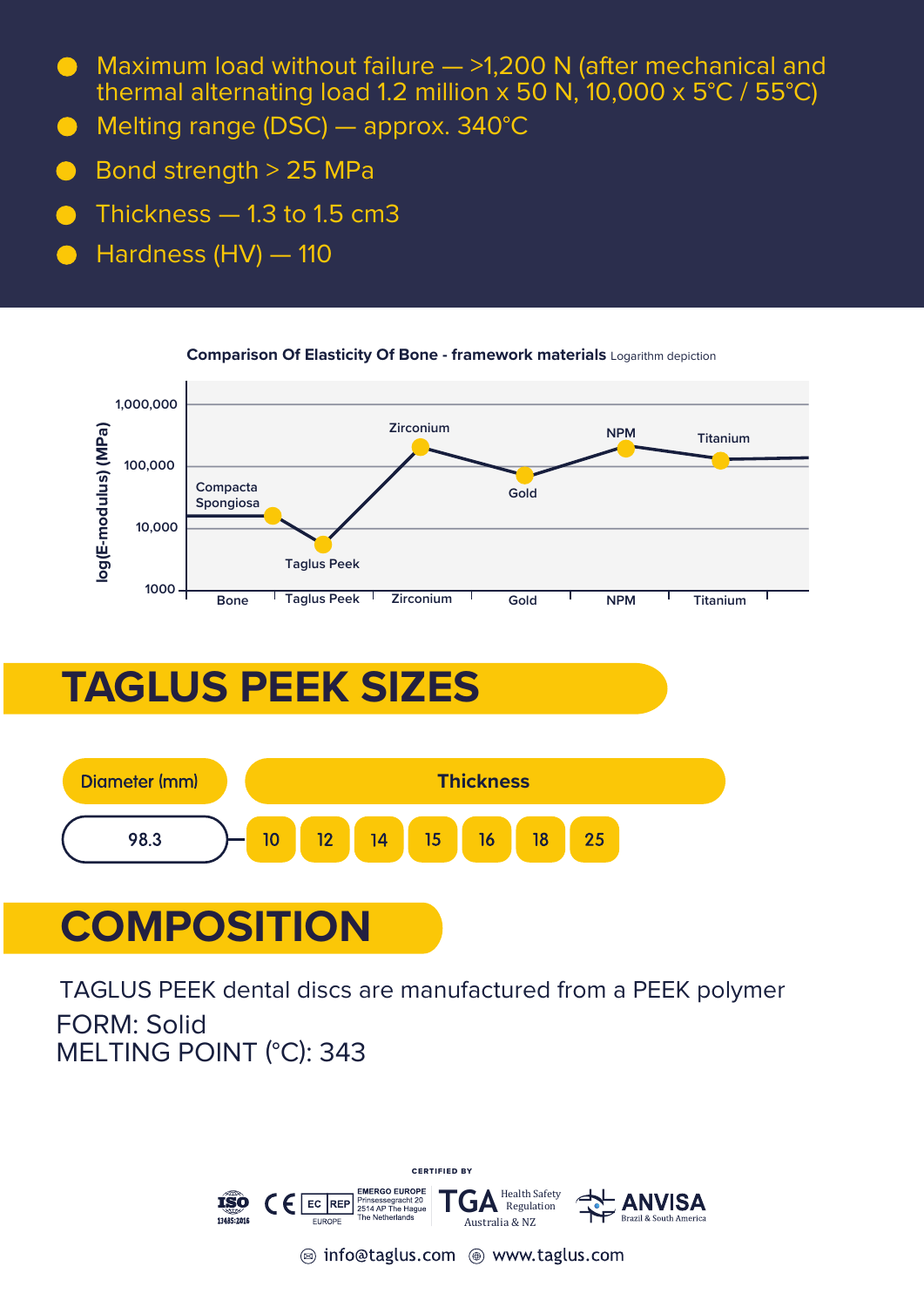- Maximum load without failure — >1,200 N (after mechanical and thermal alternating load 1.2 million x 50 N, 10,000 x 5°C / 55°C)
- Melting range (DSC) — approx. 340°C
- Bond strength > 25 MPa
- Thickness — 1.3 to 1.5 cm3
- Hardness (HV) — 110

**Comparison Of Elasticity Of Bone - framework materials** Logarithm depiction

log(E-modulus) (MPa)

1,000,000
100,000
10,000
1000

Compacta Spongiosa
Taglus Peek
Zirconium
Gold
NPM
Titanium

Bone
Taglus Peek
Zirconium
Gold
NPM
Titanium

# TAGLUS PEEK SIZES

| Diameter (mm) | Thickness | | | | | | |
|---|---|---|---|---|---|---|---|
| 98.3 | 10 | 12 | 14 | 15 | 16 | 18 | 25 |

# COMPOSITION

TAGLUS PEEK dental discs are manufactured from a PEEK polymer

FORM: Solid

MELTING POINT (°C): 343

CERTIFIED BY

ISO 13485:2016 · CE · EC REP EMERGO EUROPE Prinsessegracht 20 2514 AP The Hague The Netherlands EUROPE · TGA Health Safety Regulation Australia & NZ · ANVISA Brazil & South America

info@taglus.com www.taglus.com